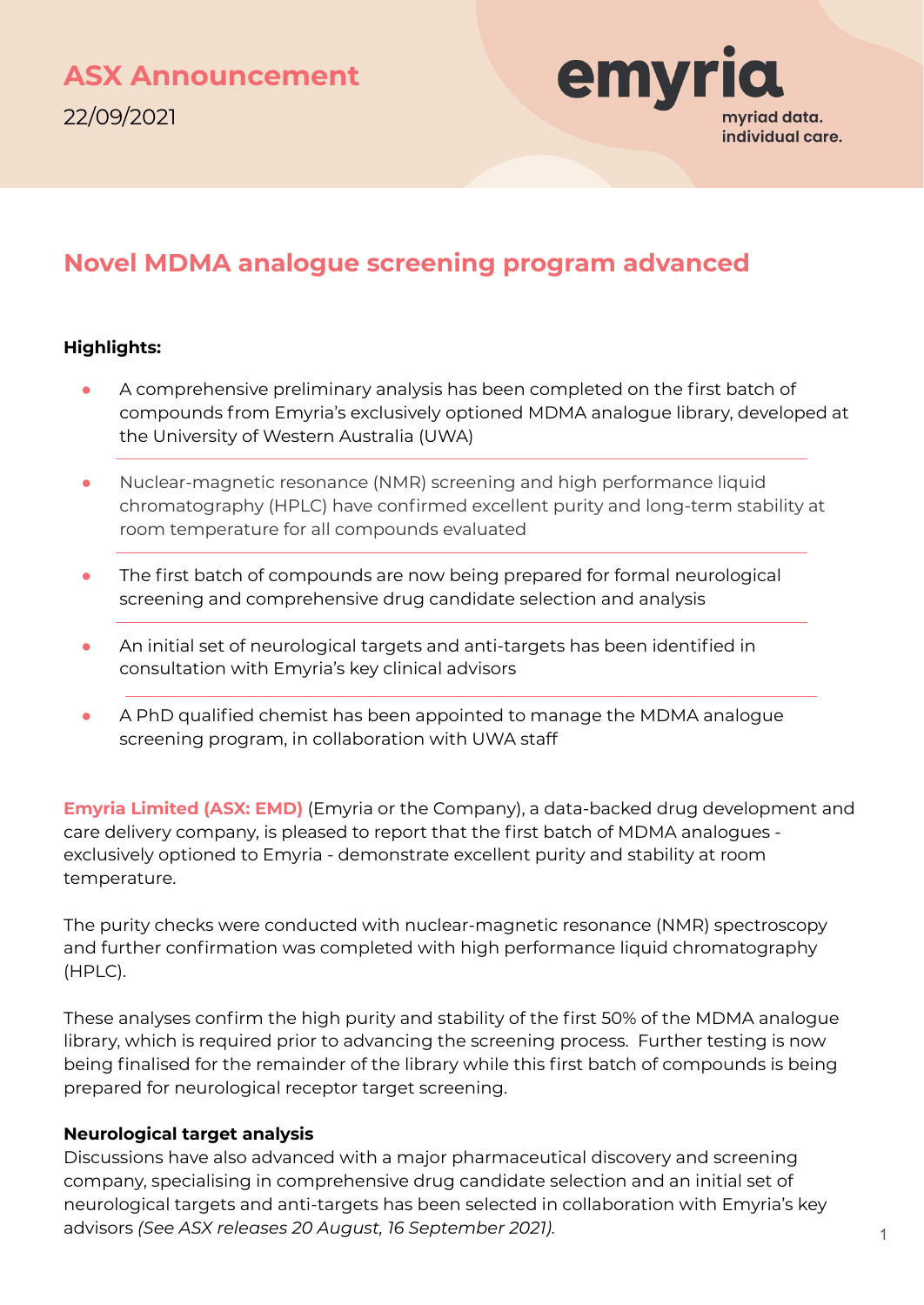# ASX Announcement

22/09/2021

emyria

myriad data.
individual care.

## Novel MDMA analogue screening program advanced

**Highlights:**

- A comprehensive preliminary analysis has been completed on the first batch of compounds from Emyria's exclusively optioned MDMA analogue library, developed at the University of Western Australia (UWA)
- Nuclear-magnetic resonance (NMR) screening and high performance liquid chromatography (HPLC) have confirmed excellent purity and long-term stability at room temperature for all compounds evaluated
- The first batch of compounds are now being prepared for formal neurological screening and comprehensive drug candidate selection and analysis
- An initial set of neurological targets and anti-targets has been identified in consultation with Emyria's key clinical advisors
- A PhD qualified chemist has been appointed to manage the MDMA analogue screening program, in collaboration with UWA staff

**Emyria Limited (ASX: EMD)** (Emyria or the Company), a data-backed drug development and care delivery company, is pleased to report that the first batch of MDMA analogues - exclusively optioned to Emyria - demonstrate excellent purity and stability at room temperature.

The purity checks were conducted with nuclear-magnetic resonance (NMR) spectroscopy and further confirmation was completed with high performance liquid chromatography (HPLC).

These analyses confirm the high purity and stability of the first 50% of the MDMA analogue library, which is required prior to advancing the screening process. Further testing is now being finalised for the remainder of the library while this first batch of compounds is being prepared for neurological receptor target screening.

### Neurological target analysis

Discussions have also advanced with a major pharmaceutical discovery and screening company, specialising in comprehensive drug candidate selection and an initial set of neurological targets and anti-targets has been selected in collaboration with Emyria's key advisors *(See ASX releases 20 August, 16 September 2021)*.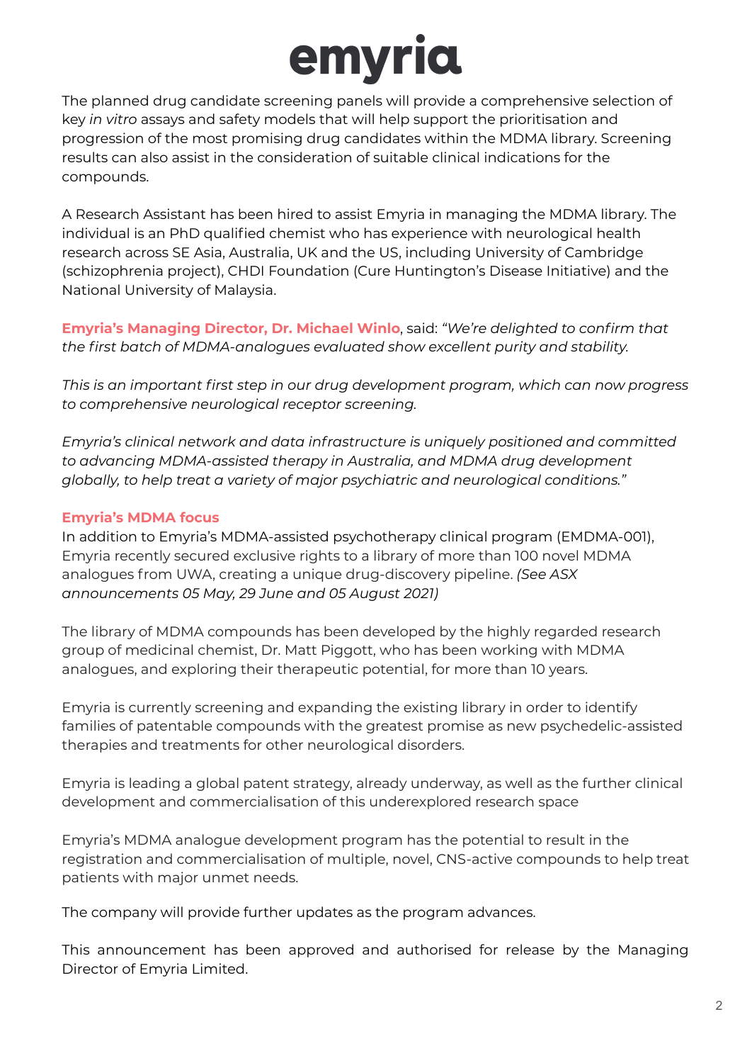The planned drug candidate screening panels will provide a comprehensive selection of key *in vitro* assays and safety models that will help support the prioritisation and progression of the most promising drug candidates within the MDMA library. Screening results can also assist in the consideration of suitable clinical indications for the compounds.

A Research Assistant has been hired to assist Emyria in managing the MDMA library. The individual is an PhD qualified chemist who has experience with neurological health research across SE Asia, Australia, UK and the US, including University of Cambridge (schizophrenia project), CHDI Foundation (Cure Huntington's Disease Initiative) and the National University of Malaysia.

**Emyria's Managing Director, Dr. Michael Winlo**, said: *"We're delighted to confirm that the first batch of MDMA-analogues evaluated show excellent purity and stability.*

*This is an important first step in our drug development program, which can now progress to comprehensive neurological receptor screening.*

*Emyria's clinical network and data infrastructure is uniquely positioned and committed to advancing MDMA-assisted therapy in Australia, and MDMA drug development globally, to help treat a variety of major psychiatric and neurological conditions."*

**Emyria's MDMA focus**

In addition to Emyria's MDMA-assisted psychotherapy clinical program (EMDMA-001), Emyria recently secured exclusive rights to a library of more than 100 novel MDMA analogues from UWA, creating a unique drug-discovery pipeline. *(See ASX announcements 05 May, 29 June and 05 August 2021)*

The library of MDMA compounds has been developed by the highly regarded research group of medicinal chemist, Dr. Matt Piggott, who has been working with MDMA analogues, and exploring their therapeutic potential, for more than 10 years.

Emyria is currently screening and expanding the existing library in order to identify families of patentable compounds with the greatest promise as new psychedelic-assisted therapies and treatments for other neurological disorders.

Emyria is leading a global patent strategy, already underway, as well as the further clinical development and commercialisation of this underexplored research space

Emyria's MDMA analogue development program has the potential to result in the registration and commercialisation of multiple, novel, CNS-active compounds to help treat patients with major unmet needs.

The company will provide further updates as the program advances.

This announcement has been approved and authorised for release by the Managing Director of Emyria Limited.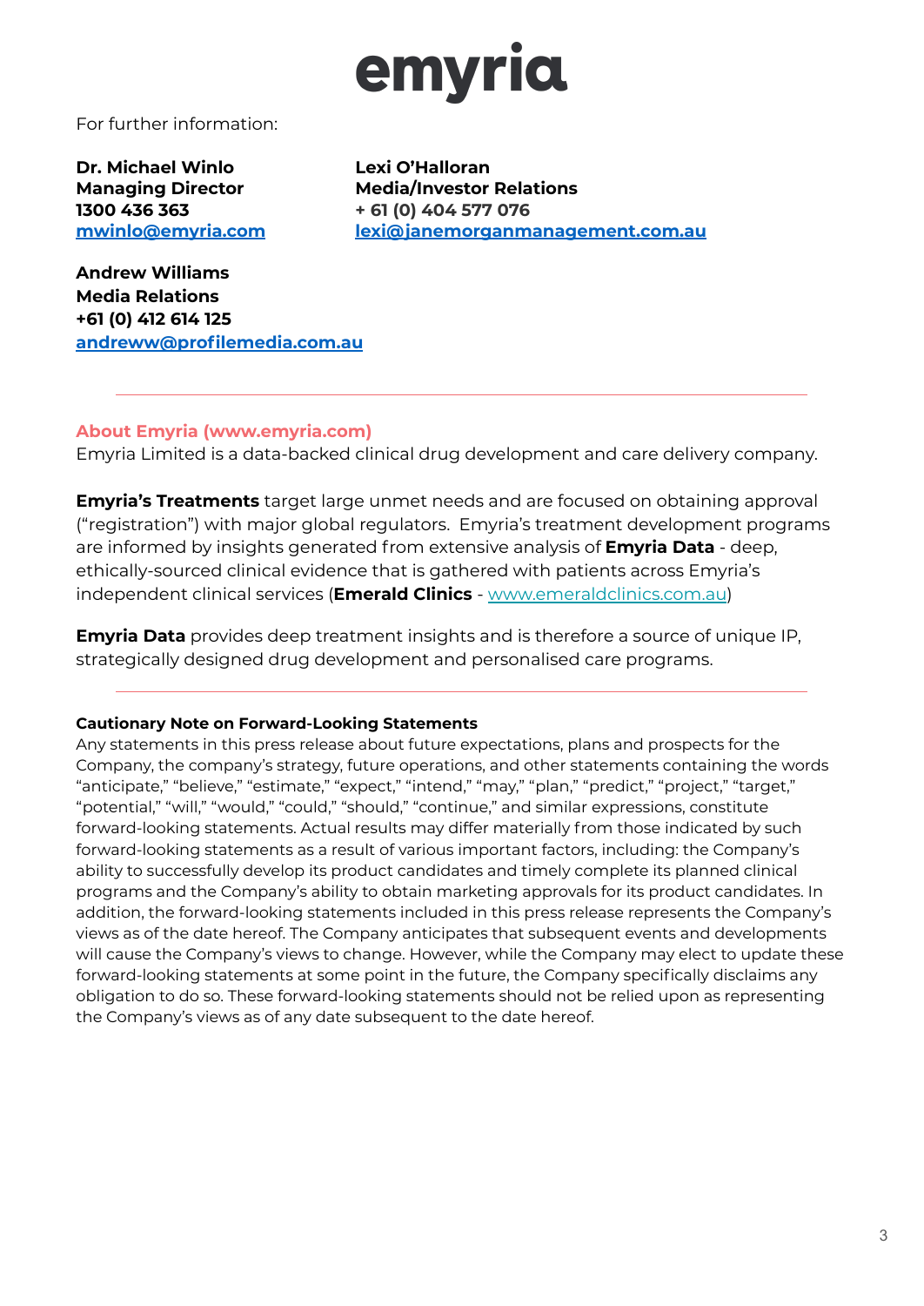For further information:

**Dr. Michael Winlo**
**Managing Director**
**1300 436 363**
**mwinlo@emyria.com**

**Lexi O'Halloran**
**Media/Investor Relations**
**+ 61 (0) 404 577 076**
**lexi@janemorganmanagement.com.au**

**Andrew Williams**
**Media Relations**
**+61 (0) 412 614 125**
**andreww@profilemedia.com.au**

---

## About Emyria (www.emyria.com)

Emyria Limited is a data-backed clinical drug development and care delivery company.

**Emyria's Treatments** target large unmet needs and are focused on obtaining approval ("registration") with major global regulators. Emyria's treatment development programs are informed by insights generated from extensive analysis of **Emyria Data** - deep, ethically-sourced clinical evidence that is gathered with patients across Emyria's independent clinical services (**Emerald Clinics** - www.emeraldclinics.com.au)

**Emyria Data** provides deep treatment insights and is therefore a source of unique IP, strategically designed drug development and personalised care programs.

---

**Cautionary Note on Forward-Looking Statements**

Any statements in this press release about future expectations, plans and prospects for the Company, the company's strategy, future operations, and other statements containing the words "anticipate," "believe," "estimate," "expect," "intend," "may," "plan," "predict," "project," "target," "potential," "will," "would," "could," "should," "continue," and similar expressions, constitute forward-looking statements. Actual results may differ materially from those indicated by such forward-looking statements as a result of various important factors, including: the Company's ability to successfully develop its product candidates and timely complete its planned clinical programs and the Company's ability to obtain marketing approvals for its product candidates. In addition, the forward-looking statements included in this press release represents the Company's views as of the date hereof. The Company anticipates that subsequent events and developments will cause the Company's views to change. However, while the Company may elect to update these forward-looking statements at some point in the future, the Company specifically disclaims any obligation to do so. These forward-looking statements should not be relied upon as representing the Company's views as of any date subsequent to the date hereof.